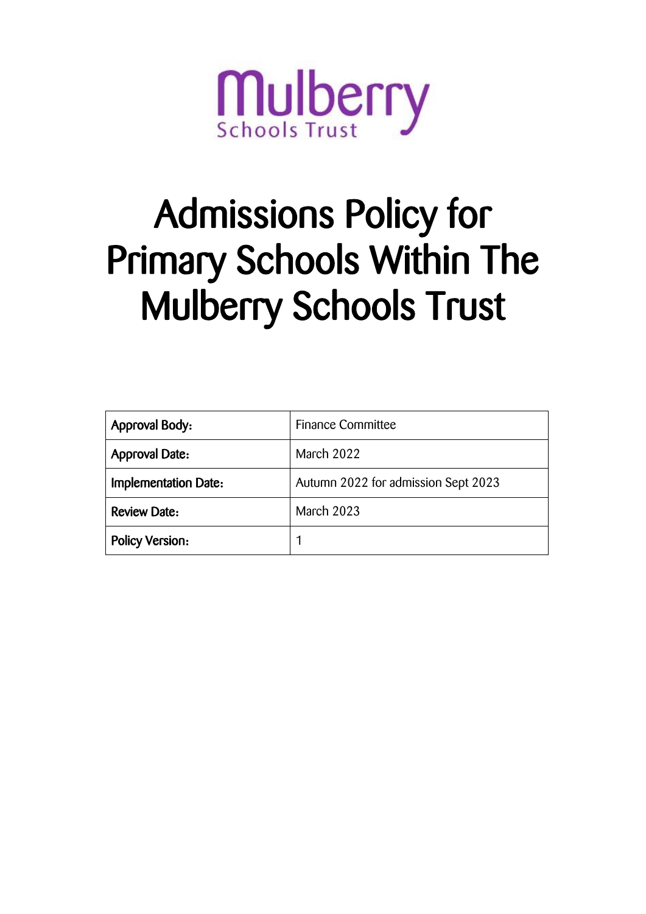Mulberry Schools Trust

# Admissions Policy for Primary Schools Within The Mulberry Schools Trust

| Approval Body: | Finance Committee |
|---|---|
| Approval Date: | March 2022 |
| Implementation Date: | Autumn 2022 for admission Sept 2023 |
| Review Date: | March 2023 |
| Policy Version: | 1 |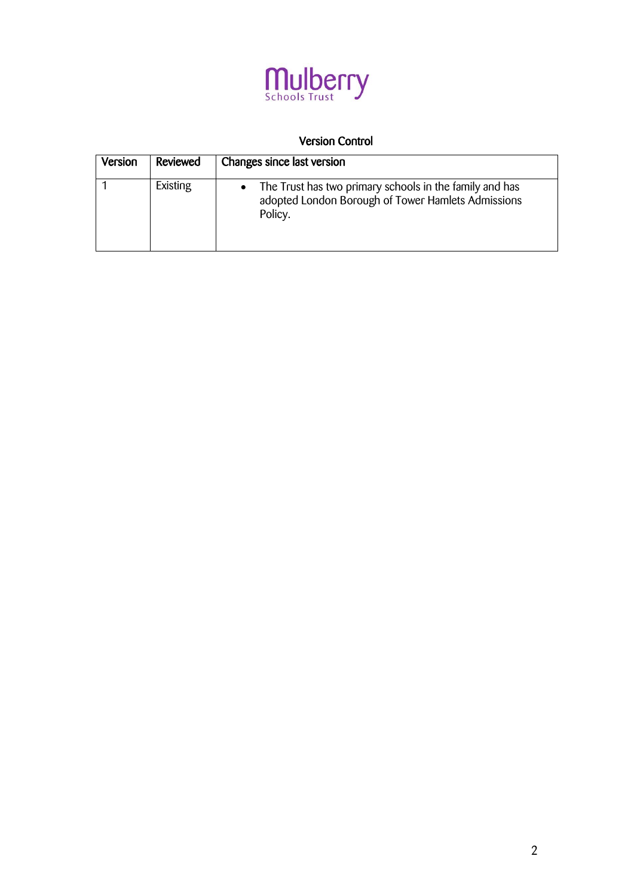Mulberry
Schools Trust

## Version Control

| Version | Reviewed | Changes since last version |
|---|---|---|
| 1 | Existing | • The Trust has two primary schools in the family and has adopted London Borough of Tower Hamlets Admissions Policy. |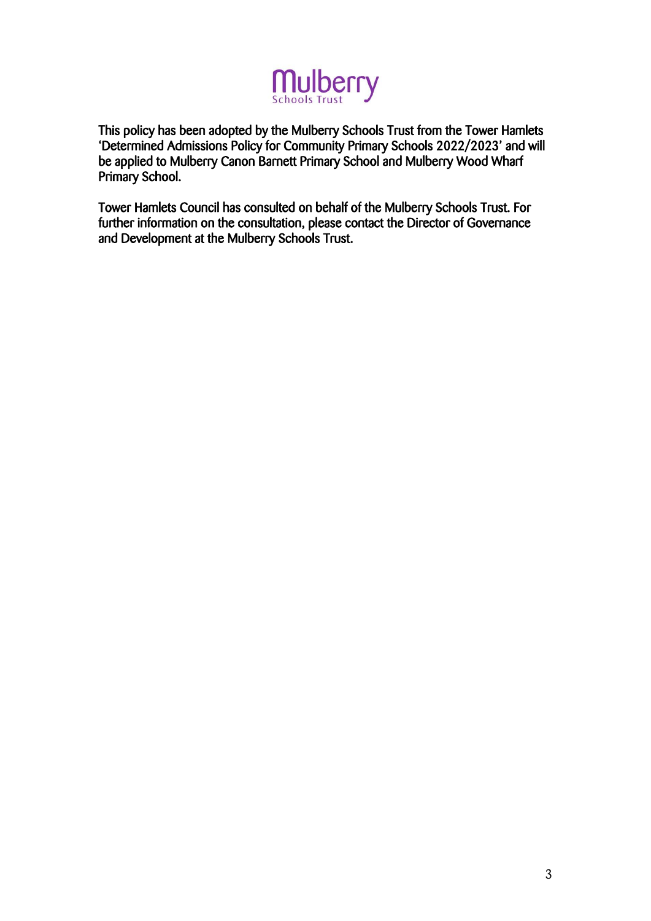This policy has been adopted by the Mulberry Schools Trust from the Tower Hamlets 'Determined Admissions Policy for Community Primary Schools 2022/2023' and will be applied to Mulberry Canon Barnett Primary School and Mulberry Wood Wharf Primary School.

Tower Hamlets Council has consulted on behalf of the Mulberry Schools Trust. For further information on the consultation, please contact the Director of Governance and Development at the Mulberry Schools Trust.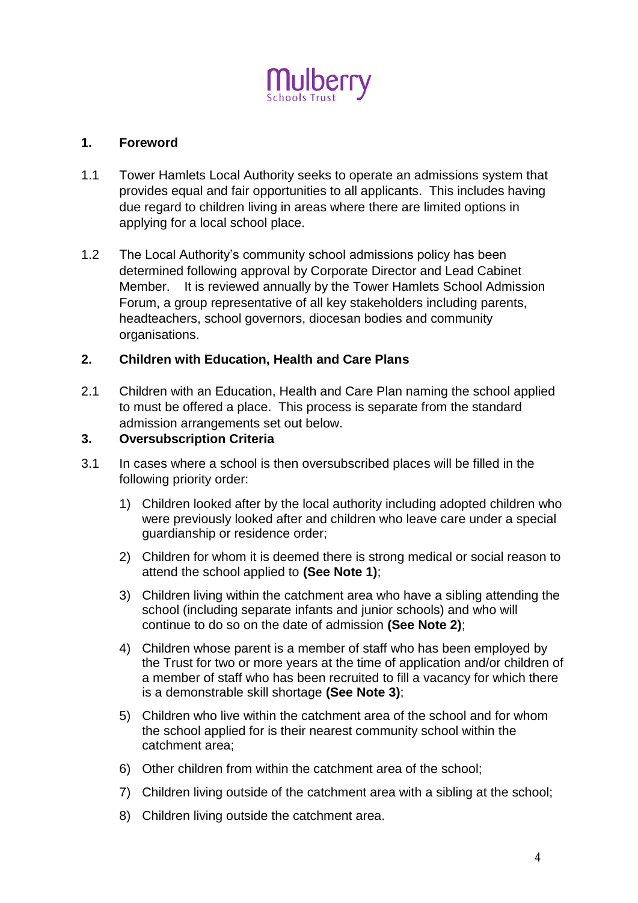Mulberry
Schools Trust

## 1. Foreword

1.1 Tower Hamlets Local Authority seeks to operate an admissions system that provides equal and fair opportunities to all applicants. This includes having due regard to children living in areas where there are limited options in applying for a local school place.

1.2 The Local Authority's community school admissions policy has been determined following approval by Corporate Director and Lead Cabinet Member. It is reviewed annually by the Tower Hamlets School Admission Forum, a group representative of all key stakeholders including parents, headteachers, school governors, diocesan bodies and community organisations.

## 2. Children with Education, Health and Care Plans

2.1 Children with an Education, Health and Care Plan naming the school applied to must be offered a place. This process is separate from the standard admission arrangements set out below.

## 3. Oversubscription Criteria

3.1 In cases where a school is then oversubscribed places will be filled in the following priority order:

1) Children looked after by the local authority including adopted children who were previously looked after and children who leave care under a special guardianship or residence order;

2) Children for whom it is deemed there is strong medical or social reason to attend the school applied to **(See Note 1)**;

3) Children living within the catchment area who have a sibling attending the school (including separate infants and junior schools) and who will continue to do so on the date of admission **(See Note 2)**;

4) Children whose parent is a member of staff who has been employed by the Trust for two or more years at the time of application and/or children of a member of staff who has been recruited to fill a vacancy for which there is a demonstrable skill shortage **(See Note 3)**;

5) Children who live within the catchment area of the school and for whom the school applied for is their nearest community school within the catchment area;

6) Other children from within the catchment area of the school;

7) Children living outside of the catchment area with a sibling at the school;

8) Children living outside the catchment area.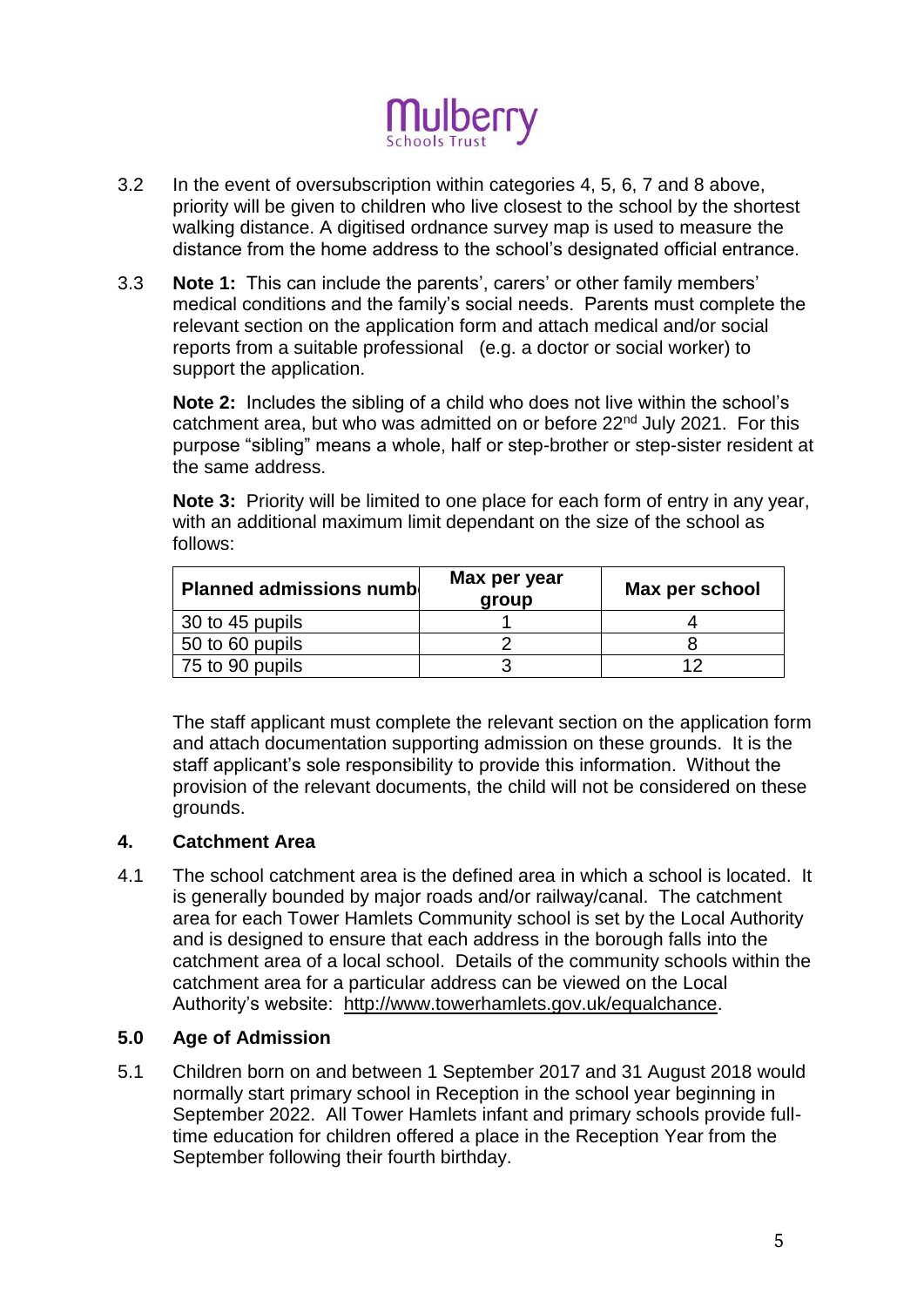3.2 In the event of oversubscription within categories 4, 5, 6, 7 and 8 above, priority will be given to children who live closest to the school by the shortest walking distance. A digitised ordnance survey map is used to measure the distance from the home address to the school's designated official entrance.

3.3 **Note 1:** This can include the parents', carers' or other family members' medical conditions and the family's social needs. Parents must complete the relevant section on the application form and attach medical and/or social reports from a suitable professional (e.g. a doctor or social worker) to support the application.

**Note 2:** Includes the sibling of a child who does not live within the school's catchment area, but who was admitted on or before 22nd July 2021. For this purpose "sibling" means a whole, half or step-brother or step-sister resident at the same address.

**Note 3:** Priority will be limited to one place for each form of entry in any year, with an additional maximum limit dependant on the size of the school as follows:

| Planned admissions numb | Max per year group | Max per school |
|---|---|---|
| 30 to 45 pupils | 1 | 4 |
| 50 to 60 pupils | 2 | 8 |
| 75 to 90 pupils | 3 | 12 |

The staff applicant must complete the relevant section on the application form and attach documentation supporting admission on these grounds. It is the staff applicant's sole responsibility to provide this information. Without the provision of the relevant documents, the child will not be considered on these grounds.

## 4. Catchment Area

4.1 The school catchment area is the defined area in which a school is located. It is generally bounded by major roads and/or railway/canal. The catchment area for each Tower Hamlets Community school is set by the Local Authority and is designed to ensure that each address in the borough falls into the catchment area of a local school. Details of the community schools within the catchment area for a particular address can be viewed on the Local Authority's website: http://www.towerhamlets.gov.uk/equalchance.

## 5.0 Age of Admission

5.1 Children born on and between 1 September 2017 and 31 August 2018 would normally start primary school in Reception in the school year beginning in September 2022. All Tower Hamlets infant and primary schools provide full-time education for children offered a place in the Reception Year from the September following their fourth birthday.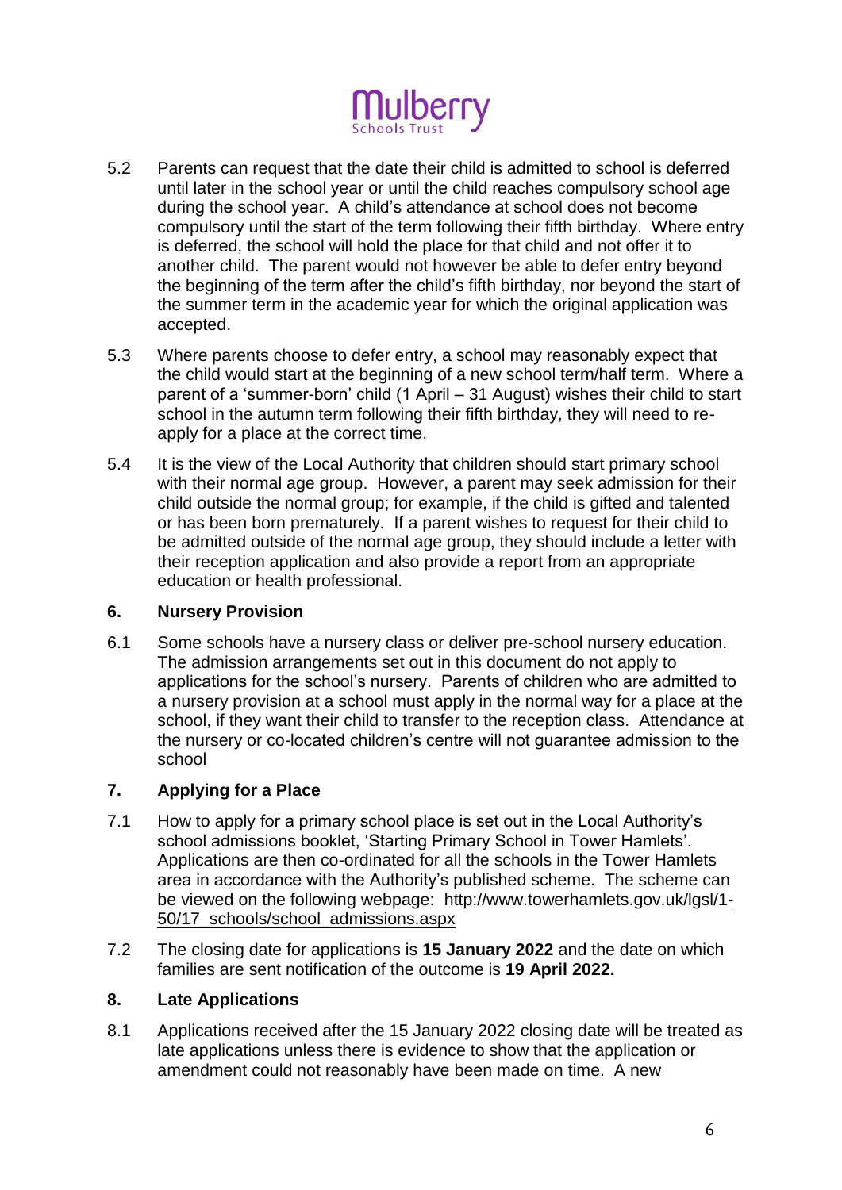5.2 Parents can request that the date their child is admitted to school is deferred until later in the school year or until the child reaches compulsory school age during the school year. A child's attendance at school does not become compulsory until the start of the term following their fifth birthday. Where entry is deferred, the school will hold the place for that child and not offer it to another child. The parent would not however be able to defer entry beyond the beginning of the term after the child's fifth birthday, nor beyond the start of the summer term in the academic year for which the original application was accepted.

5.3 Where parents choose to defer entry, a school may reasonably expect that the child would start at the beginning of a new school term/half term. Where a parent of a 'summer-born' child (1 April – 31 August) wishes their child to start school in the autumn term following their fifth birthday, they will need to re-apply for a place at the correct time.

5.4 It is the view of the Local Authority that children should start primary school with their normal age group. However, a parent may seek admission for their child outside the normal group; for example, if the child is gifted and talented or has been born prematurely. If a parent wishes to request for their child to be admitted outside of the normal age group, they should include a letter with their reception application and also provide a report from an appropriate education or health professional.

## 6. Nursery Provision

6.1 Some schools have a nursery class or deliver pre-school nursery education. The admission arrangements set out in this document do not apply to applications for the school's nursery. Parents of children who are admitted to a nursery provision at a school must apply in the normal way for a place at the school, if they want their child to transfer to the reception class. Attendance at the nursery or co-located children's centre will not guarantee admission to the school

## 7. Applying for a Place

7.1 How to apply for a primary school place is set out in the Local Authority's school admissions booklet, 'Starting Primary School in Tower Hamlets'. Applications are then co-ordinated for all the schools in the Tower Hamlets area in accordance with the Authority's published scheme. The scheme can be viewed on the following webpage: http://www.towerhamlets.gov.uk/lgsl/1-50/17_schools/school_admissions.aspx

7.2 The closing date for applications is **15 January 2022** and the date on which families are sent notification of the outcome is **19 April 2022.**

## 8. Late Applications

8.1 Applications received after the 15 January 2022 closing date will be treated as late applications unless there is evidence to show that the application or amendment could not reasonably have been made on time. A new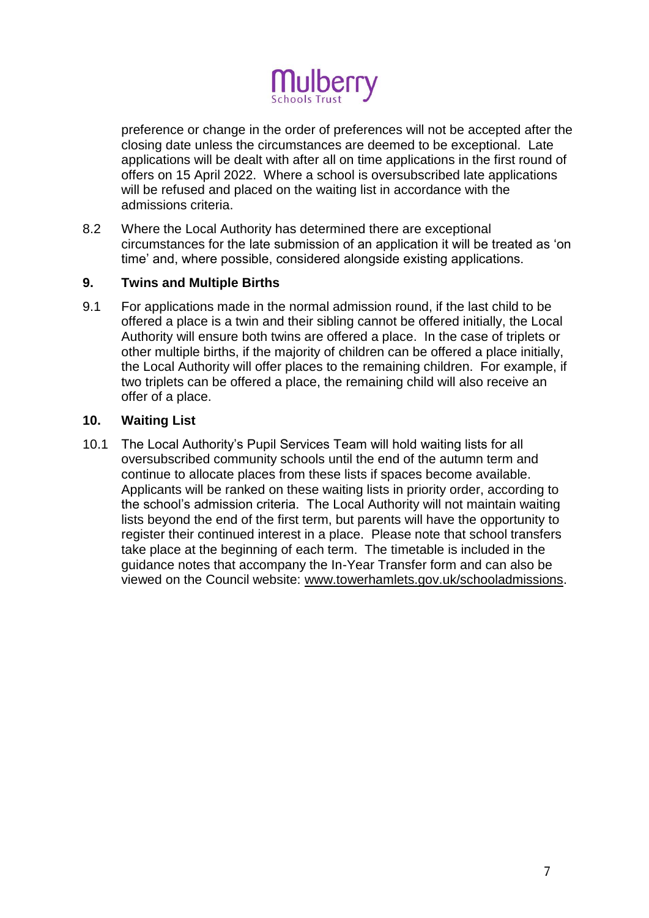preference or change in the order of preferences will not be accepted after the closing date unless the circumstances are deemed to be exceptional. Late applications will be dealt with after all on time applications in the first round of offers on 15 April 2022. Where a school is oversubscribed late applications will be refused and placed on the waiting list in accordance with the admissions criteria.

8.2 Where the Local Authority has determined there are exceptional circumstances for the late submission of an application it will be treated as 'on time' and, where possible, considered alongside existing applications.

## 9. Twins and Multiple Births

9.1 For applications made in the normal admission round, if the last child to be offered a place is a twin and their sibling cannot be offered initially, the Local Authority will ensure both twins are offered a place. In the case of triplets or other multiple births, if the majority of children can be offered a place initially, the Local Authority will offer places to the remaining children. For example, if two triplets can be offered a place, the remaining child will also receive an offer of a place.

## 10. Waiting List

10.1 The Local Authority's Pupil Services Team will hold waiting lists for all oversubscribed community schools until the end of the autumn term and continue to allocate places from these lists if spaces become available. Applicants will be ranked on these waiting lists in priority order, according to the school's admission criteria. The Local Authority will not maintain waiting lists beyond the end of the first term, but parents will have the opportunity to register their continued interest in a place. Please note that school transfers take place at the beginning of each term. The timetable is included in the guidance notes that accompany the In-Year Transfer form and can also be viewed on the Council website: www.towerhamlets.gov.uk/schooladmissions.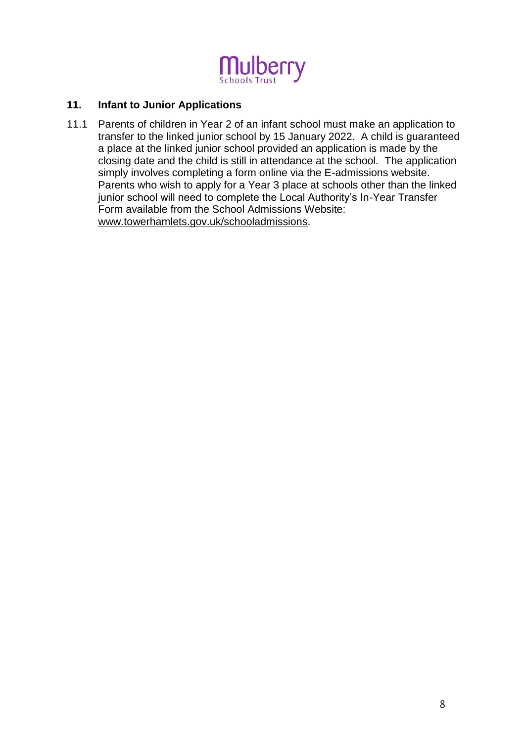## 11. Infant to Junior Applications

11.1 Parents of children in Year 2 of an infant school must make an application to transfer to the linked junior school by 15 January 2022. A child is guaranteed a place at the linked junior school provided an application is made by the closing date and the child is still in attendance at the school. The application simply involves completing a form online via the E-admissions website. Parents who wish to apply for a Year 3 place at schools other than the linked junior school will need to complete the Local Authority's In-Year Transfer Form available from the School Admissions Website: www.towerhamlets.gov.uk/schooladmissions.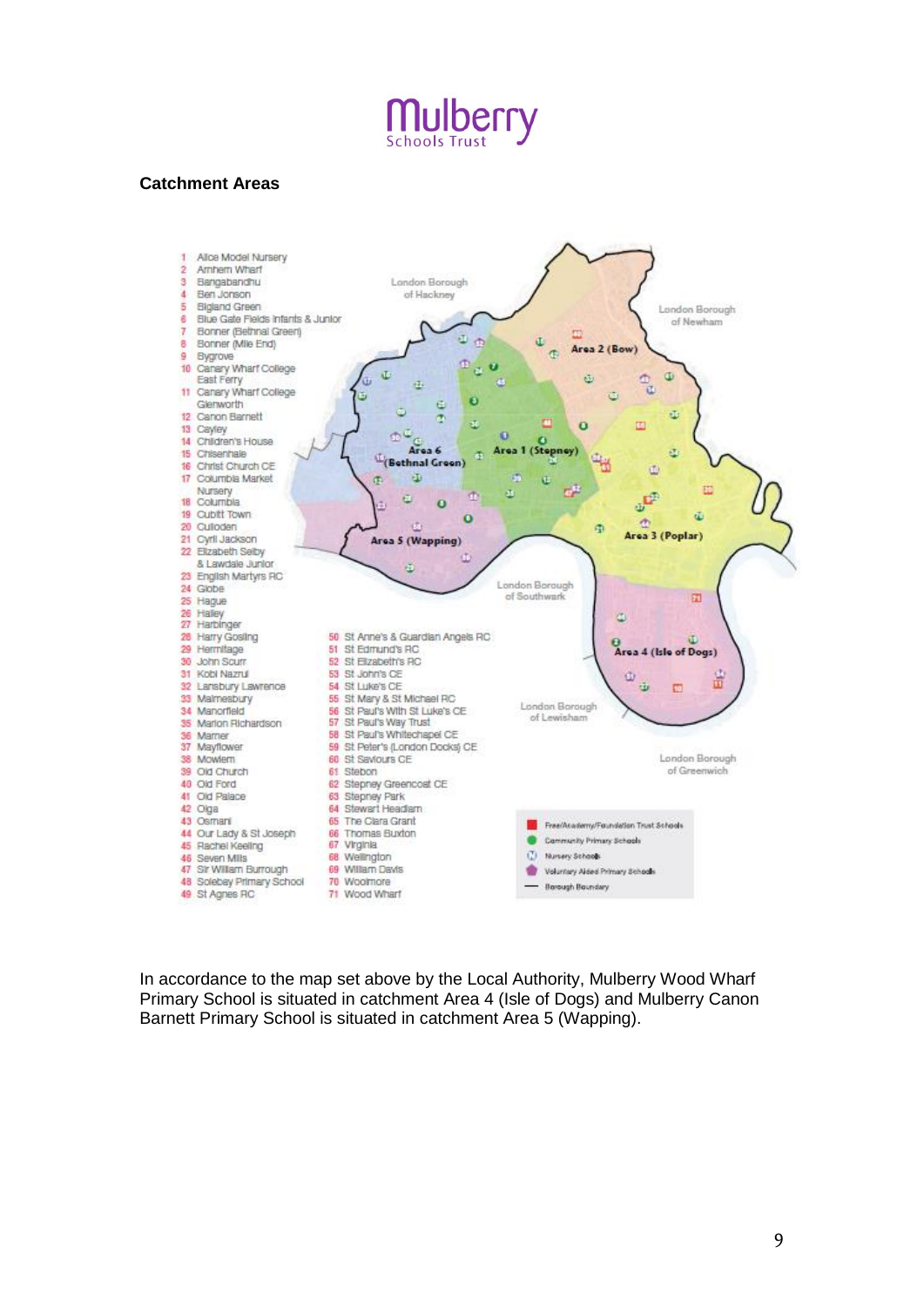# Mulberry
Schools Trust

**Catchment Areas**

1 Alice Model Nursery
2 Arnhem Wharf
3 Bangabandhu
4 Ben Jonson
5 Bigland Green
6 Blue Gate Fields Infants & Junior
7 Bonner (Bethnal Green)
8 Bonner (Mile End)
9 Bygrove
10 Canary Wharf College East Ferry
11 Canary Wharf College Glenworth
12 Canon Barnett
13 Cayley
14 Children's House
15 Chisenhale
16 Christ Church CE
17 Columbia Market Nursery
18 Columbia
19 Cubitt Town
20 Culloden
21 Cyril Jackson
22 Elizabeth Selby & Lawdale Junior
23 English Martyrs RC
24 Globe
25 Hague
26 Halley
27 Harbinger
28 Harry Gosling
29 Hermitage
30 John Scurr
31 Kobi Nazrul
32 Lansbury Lawrence
33 Malmesbury
34 Manorfield
35 Marion Richardson
36 Marner
37 Mayflower
38 Mowlem
39 Old Church
40 Old Ford
41 Old Palace
42 Olga
43 Osmani
44 Our Lady & St Joseph
45 Rachel Keeling
46 Seven Mills
47 Sir William Burrough
48 Solebay Primary School
49 St Agnes RC
50 St Anne's & Guardian Angels RC
51 St Edmund's RC
52 St Elizabeth's RC
53 St John's CE
54 St Luke's CE
55 St Mary & St Michael RC
56 St Paul's With St Luke's CE
57 St Paul's Way Trust
58 St Paul's Whitechapel CE
59 St Peter's (London Docks) CE
60 St Saviours CE
61 Stebon
62 Stepney Greencoat CE
63 Stepney Park
64 Stewart Headlam
65 The Clara Grant
66 Thomas Buxton
67 Virginia
68 Wellington
69 William Davis
70 Woolmore
71 Wood Wharf

London Borough of Hackney
London Borough of Newham
London Borough of Southwark
London Borough of Lewisham
London Borough of Greenwich

Area 1 (Stepney)
Area 2 (Bow)
Area 3 (Poplar)
Area 4 (Isle of Dogs)
Area 5 (Wapping)
Area 6 (Bethnal Green)

- Free/Academy/Foundation Trust Schools
- Community Primary Schools
- Nursery Schools
- Voluntary Aided Primary Schools
- Borough Boundary

In accordance to the map set above by the Local Authority, Mulberry Wood Wharf Primary School is situated in catchment Area 4 (Isle of Dogs) and Mulberry Canon Barnett Primary School is situated in catchment Area 5 (Wapping).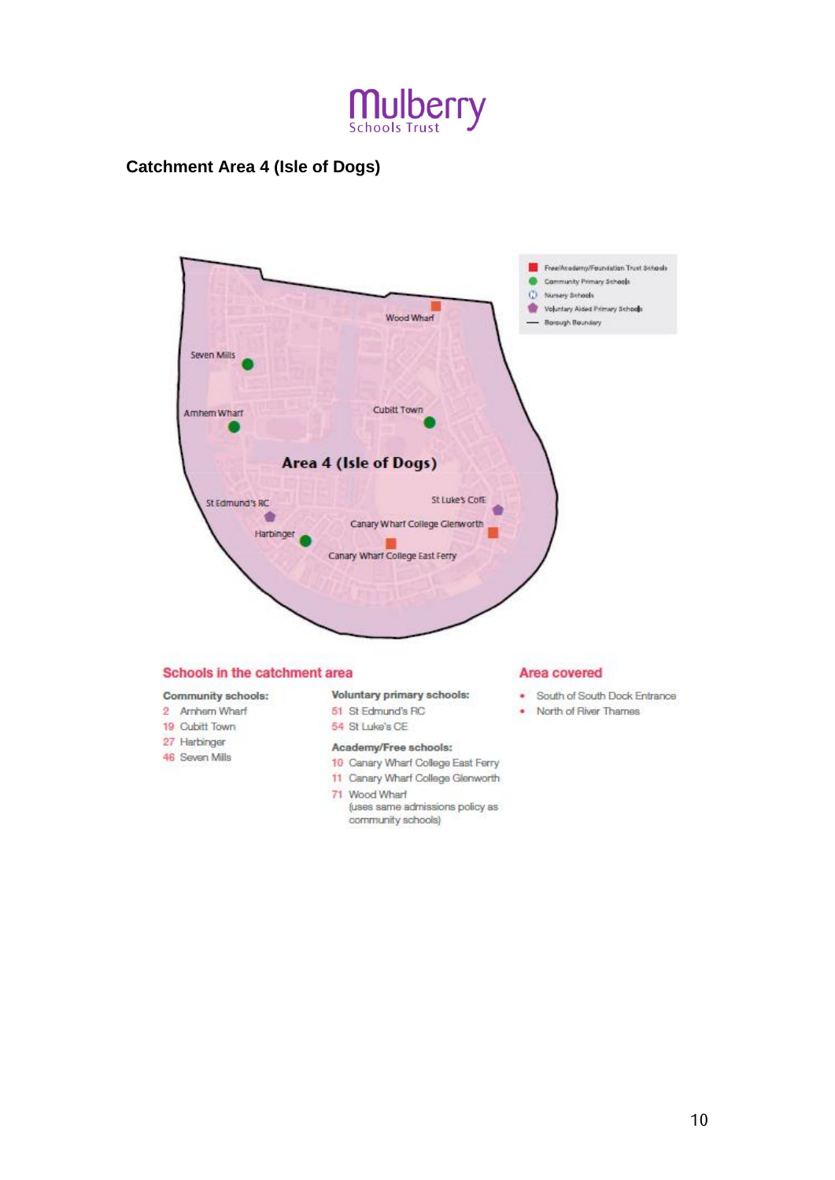Mulberry Schools Trust

## Catchment Area 4 (Isle of Dogs)

Free/Academy/Foundation Trust Schools
Community Primary Schools
Nursery Schools
Voluntary Aided Primary Schools
Borough Boundary

Wood Wharf
Seven Mills
Arnhem Wharf
Cubitt Town
Area 4 (Isle of Dogs)
St Edmund's RC
St Luke's CofE
Canary Wharf College Glenworth
Harbinger
Canary Wharf College East Ferry

### Schools in the catchment area

**Community schools:**

- 2 Arnhem Wharf
- 19 Cubitt Town
- 27 Harbinger
- 46 Seven Mills

**Voluntary primary schools:**

- 51 St Edmund's RC
- 54 St Luke's CE

**Academy/Free schools:**

- 10 Canary Wharf College East Ferry
- 11 Canary Wharf College Glenworth
- 71 Wood Wharf (uses same admissions policy as community schools)

### Area covered

- South of South Dock Entrance
- North of River Thames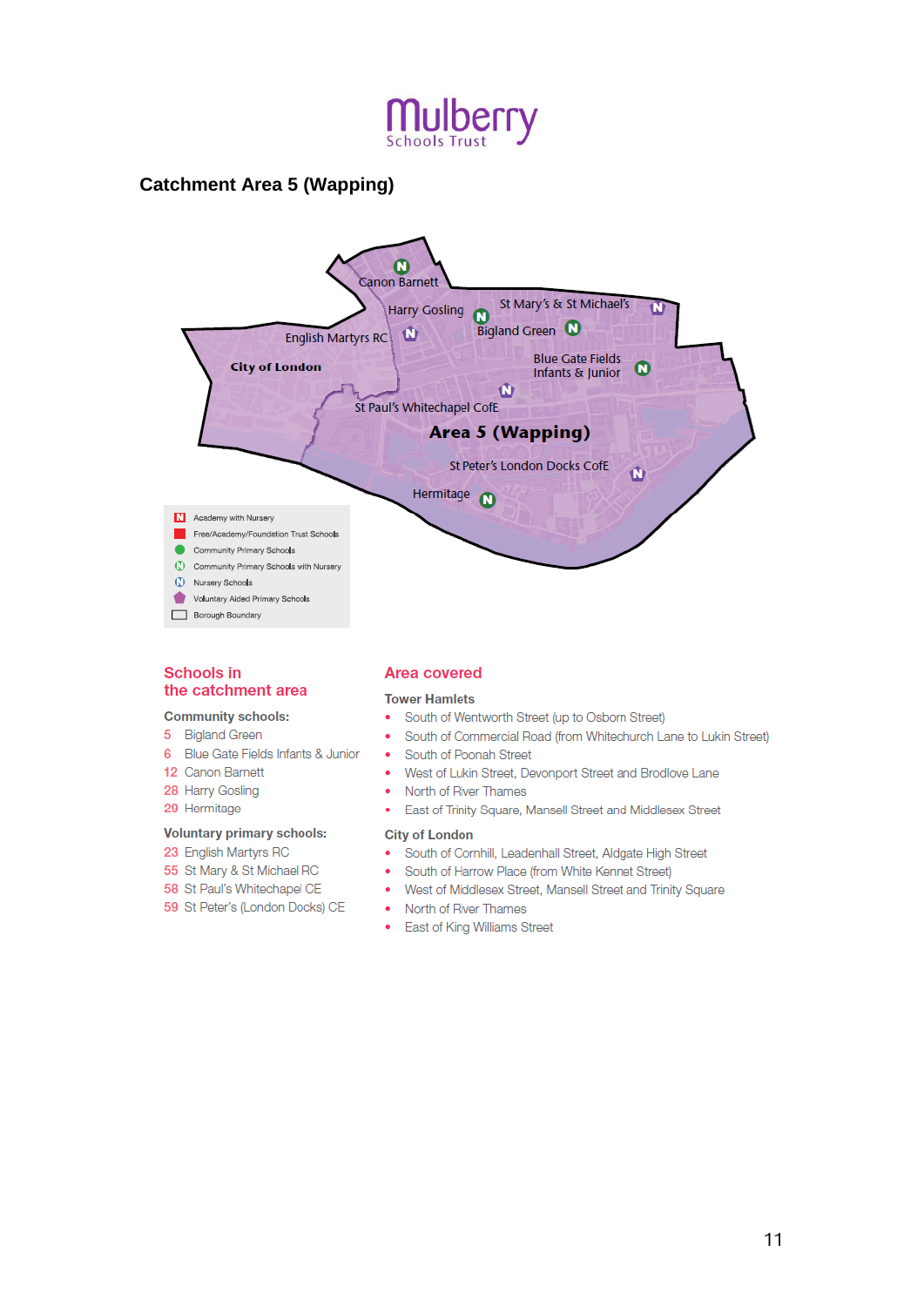Mulberry Schools Trust

## Catchment Area 5 (Wapping)

Canon Barnett
Harry Gosling
St Mary's & St Michael's
Bigland Green
English Martyrs RC
City of London
Blue Gate Fields Infants & Junior
St Paul's Whitechapel CofE
Area 5 (Wapping)
St Peter's London Docks CofE
Hermitage

Academy with Nursery
Free/Academy/Foundation Trust Schools
Community Primary Schools
Community Primary Schools with Nursery
Nursery Schools
Voluntary Aided Primary Schools
Borough Boundary

### Schools in the catchment area

**Community schools:**

- 5 Bigland Green
- 6 Blue Gate Fields Infants & Junior
- 12 Canon Barnett
- 28 Harry Gosling
- 29 Hermitage

**Voluntary primary schools:**

- 23 English Martyrs RC
- 55 St Mary & St Michael RC
- 58 St Paul's Whitechapel CE
- 59 St Peter's (London Docks) CE

### Area covered

**Tower Hamlets**

- South of Wentworth Street (up to Osborn Street)
- South of Commercial Road (from Whitechurch Lane to Lukin Street)
- South of Poonah Street
- West of Lukin Street, Devonport Street and Brodlove Lane
- North of River Thames
- East of Trinity Square, Mansell Street and Middlesex Street

**City of London**

- South of Cornhill, Leadenhall Street, Aldgate High Street
- South of Harrow Place (from White Kennet Street)
- West of Middlesex Street, Mansell Street and Trinity Square
- North of River Thames
- East of King Williams Street